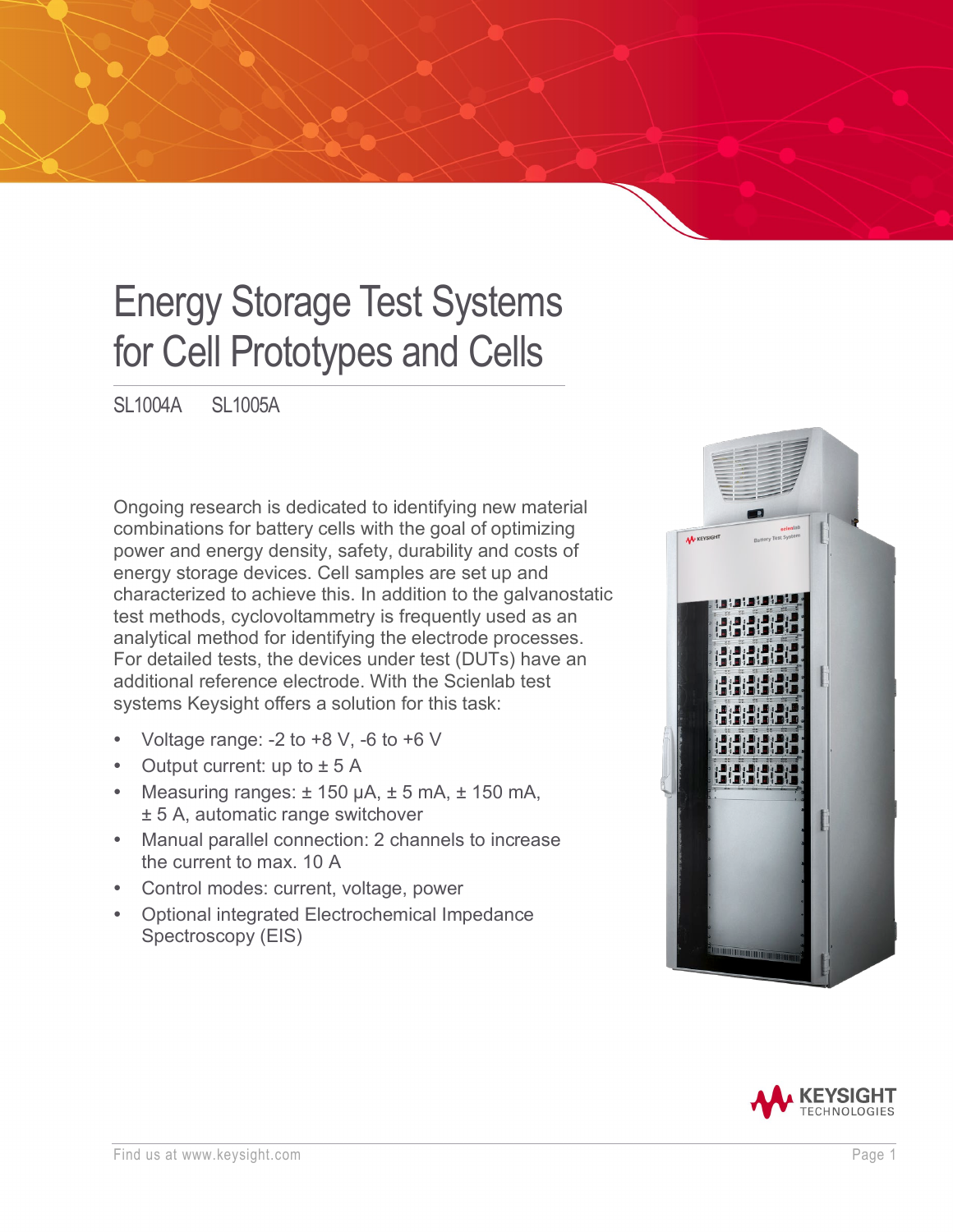# Energy Storage Test Systems for Cell Prototypes and Cells

SL1004A SL1005A

Ongoing research is dedicated to identifying new material combinations for battery cells with the goal of optimizing power and energy density, safety, durability and costs of energy storage devices. Cell samples are set up and characterized to achieve this. In addition to the galvanostatic test methods, cyclovoltammetry is frequently used as an analytical method for identifying the electrode processes. For detailed tests, the devices under test (DUTs) have an additional reference electrode. With the Scienlab test systems Keysight offers a solution for this task:

- Voltage range: -2 to +8 V, -6 to +6 V
- Output current: up to ± 5 A
- Measuring ranges: ± 150 µA, ± 5 mA, ± 150 mA, ± 5 A, automatic range switchover
- Manual parallel connection: 2 channels to increase the current to max. 10 A
- Control modes: current, voltage, power
- Optional integrated Electrochemical Impedance Spectroscopy (EIS)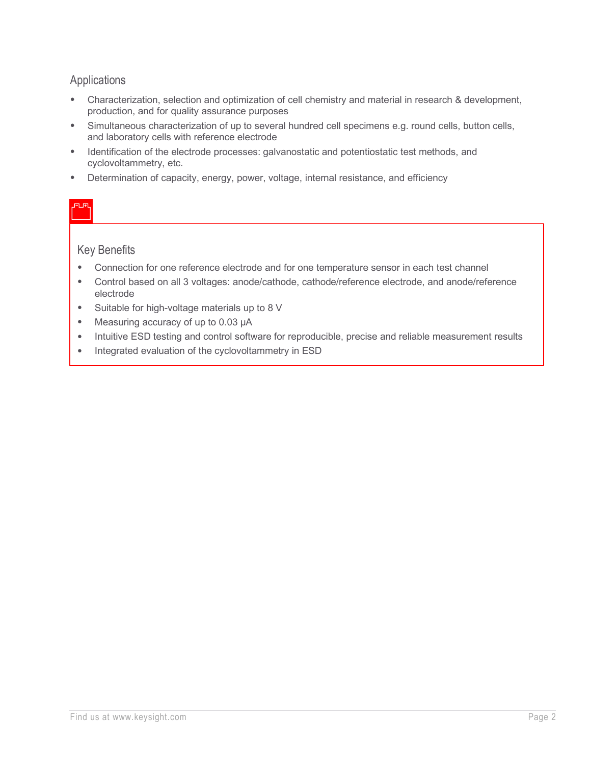## Applications

- Characterization, selection and optimization of cell chemistry and material in research & development, production, and for quality assurance purposes
- Simultaneous characterization of up to several hundred cell specimens e.g. round cells, button cells, and laboratory cells with reference electrode
- Identification of the electrode processes: galvanostatic and potentiostatic test methods, and cyclovoltammetry, etc.
- Determination of capacity, energy, power, voltage, internal resistance, and efficiency

## Key Benefits

- Connection for one reference electrode and for one temperature sensor in each test channel
- Control based on all 3 voltages: anode/cathode, cathode/reference electrode, and anode/reference electrode
- Suitable for high-voltage materials up to 8 V
- Measuring accuracy of up to 0.03 µA
- Intuitive ESD testing and control software for reproducible, precise and reliable measurement results
- Integrated evaluation of the cyclovoltammetry in ESD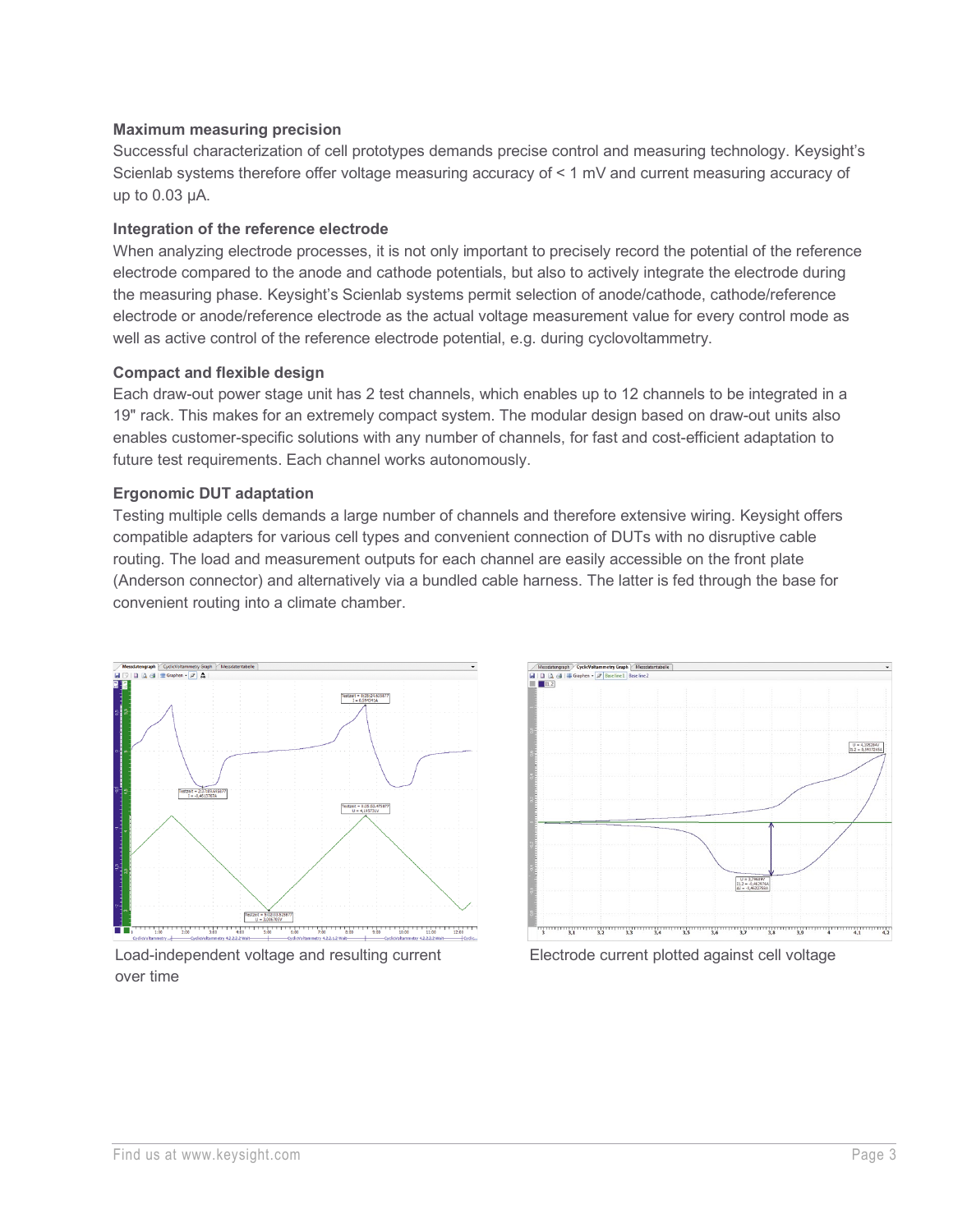**Maximum measuring precision**

Successful characterization of cell prototypes demands precise control and measuring technology. Keysight's Scienlab systems therefore offer voltage measuring accuracy of < 1 mV and current measuring accuracy of up to 0.03 µA.

**Integration of the reference electrode**

When analyzing electrode processes, it is not only important to precisely record the potential of the reference electrode compared to the anode and cathode potentials, but also to actively integrate the electrode during the measuring phase. Keysight's Scienlab systems permit selection of anode/cathode, cathode/reference electrode or anode/reference electrode as the actual voltage measurement value for every control mode as well as active control of the reference electrode potential, e.g. during cyclovoltammetry.

**Compact and flexible design**

Each draw-out power stage unit has 2 test channels, which enables up to 12 channels to be integrated in a 19" rack. This makes for an extremely compact system. The modular design based on draw-out units also enables customer-specific solutions with any number of channels, for fast and cost-efficient adaptation to future test requirements. Each channel works autonomously.

**Ergonomic DUT adaptation**

Testing multiple cells demands a large number of channels and therefore extensive wiring. Keysight offers compatible adapters for various cell types and convenient connection of DUTs with no disruptive cable routing. The load and measurement outputs for each channel are easily accessible on the front plate (Anderson connector) and alternatively via a bundled cable harness. The latter is fed through the base for convenient routing into a climate chamber.

Load-independent voltage and resulting current over time

Electrode current plotted against cell voltage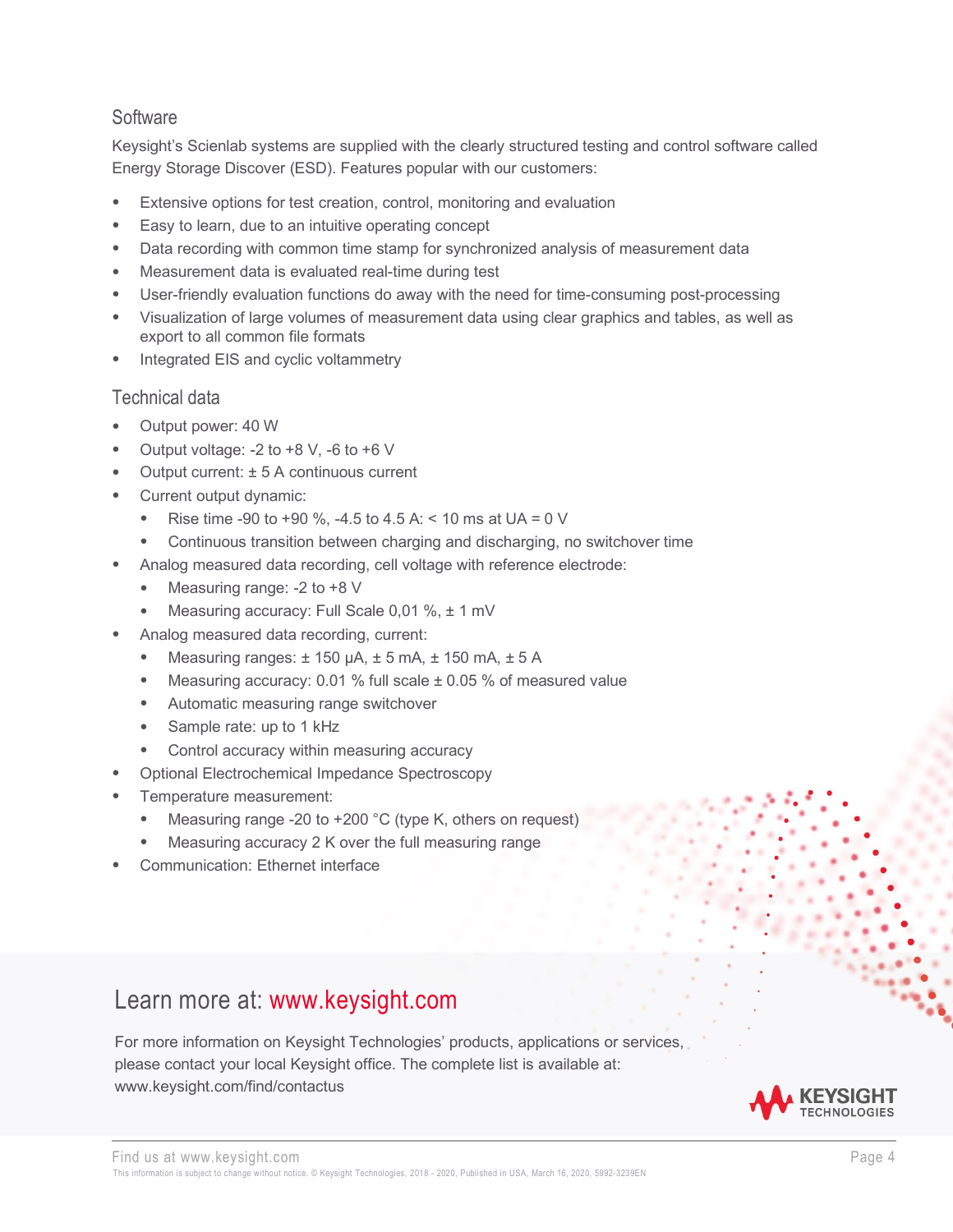## Software

Keysight's Scienlab systems are supplied with the clearly structured testing and control software called Energy Storage Discover (ESD). Features popular with our customers:

- Extensive options for test creation, control, monitoring and evaluation
- Easy to learn, due to an intuitive operating concept
- Data recording with common time stamp for synchronized analysis of measurement data
- Measurement data is evaluated real-time during test
- User-friendly evaluation functions do away with the need for time-consuming post-processing
- Visualization of large volumes of measurement data using clear graphics and tables, as well as export to all common file formats
- Integrated EIS and cyclic voltammetry

## Technical data

- Output power: 40 W
- Output voltage: -2 to +8 V, -6 to +6 V
- Output current: ± 5 A continuous current
- Current output dynamic:
  - Rise time -90 to +90 %, -4.5 to 4.5 A: < 10 ms at UA = 0 V
  - Continuous transition between charging and discharging, no switchover time
- Analog measured data recording, cell voltage with reference electrode:
  - Measuring range: -2 to +8 V
  - Measuring accuracy: Full Scale 0,01 %, ± 1 mV
- Analog measured data recording, current:
  - Measuring ranges: ± 150 µA, ± 5 mA, ± 150 mA, ± 5 A
  - Measuring accuracy: 0.01 % full scale ± 0.05 % of measured value
  - Automatic measuring range switchover
  - Sample rate: up to 1 kHz
  - Control accuracy within measuring accuracy
- Optional Electrochemical Impedance Spectroscopy
- Temperature measurement:
  - Measuring range -20 to +200 °C (type K, others on request)
  - Measuring accuracy 2 K over the full measuring range
- Communication: Ethernet interface

## Learn more at: www.keysight.com

For more information on Keysight Technologies' products, applications or services, please contact your local Keysight office. The complete list is available at: www.keysight.com/find/contactus

KEYSIGHT TECHNOLOGIES

Find us at www.keysight.com

This information is subject to change without notice. © Keysight Technologies, 2018 - 2020, Published in USA, March 16, 2020, 5992-3239EN